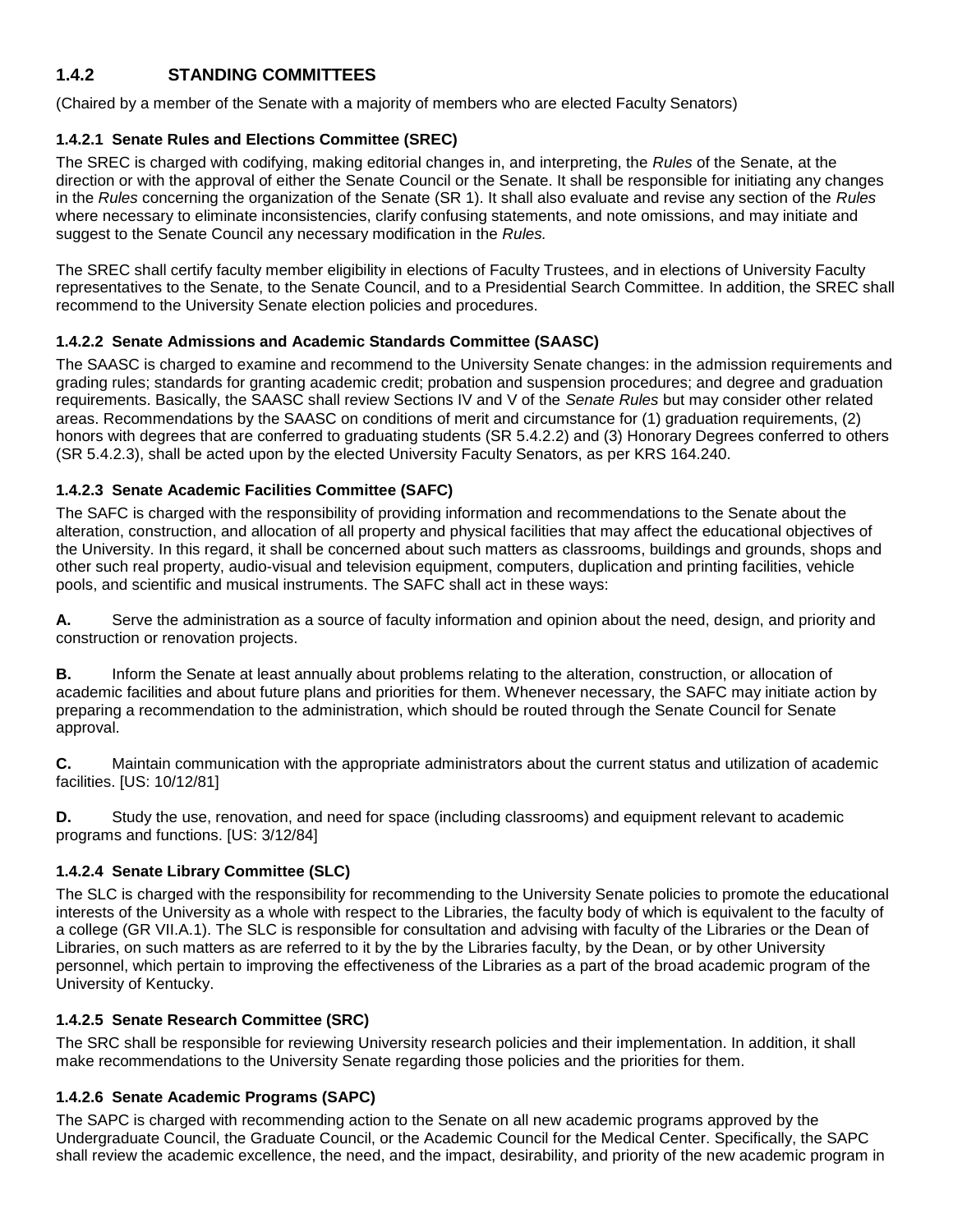## 1.4.2 STANDING COMMITTEES

(Chaired by a member of the Senate with a majority of members who are elected Faculty Senators)

### 1.4.2.1 Senate Rules and Elections Committee (SREC)

The SREC is charged with codifying, making editorial changes in, and interpreting, the *Rules* of the Senate, at the direction or with the approval of either the Senate Council or the Senate. It shall be responsible for initiating any changes in the *Rules* concerning the organization of the Senate (SR 1). It shall also evaluate and revise any section of the *Rules* where necessary to eliminate inconsistencies, clarify confusing statements, and note omissions, and may initiate and suggest to the Senate Council any necessary modification in the *Rules.*

The SREC shall certify faculty member eligibility in elections of Faculty Trustees, and in elections of University Faculty representatives to the Senate, to the Senate Council, and to a Presidential Search Committee. In addition, the SREC shall recommend to the University Senate election policies and procedures.

### 1.4.2.2 Senate Admissions and Academic Standards Committee (SAASC)

The SAASC is charged to examine and recommend to the University Senate changes: in the admission requirements and grading rules; standards for granting academic credit; probation and suspension procedures; and degree and graduation requirements. Basically, the SAASC shall review Sections IV and V of the *Senate Rules* but may consider other related areas. Recommendations by the SAASC on conditions of merit and circumstance for (1) graduation requirements, (2) honors with degrees that are conferred to graduating students (SR 5.4.2.2) and (3) Honorary Degrees conferred to others (SR 5.4.2.3), shall be acted upon by the elected University Faculty Senators, as per KRS 164.240.

### 1.4.2.3 Senate Academic Facilities Committee (SAFC)

The SAFC is charged with the responsibility of providing information and recommendations to the Senate about the alteration, construction, and allocation of all property and physical facilities that may affect the educational objectives of the University. In this regard, it shall be concerned about such matters as classrooms, buildings and grounds, shops and other such real property, audio-visual and television equipment, computers, duplication and printing facilities, vehicle pools, and scientific and musical instruments. The SAFC shall act in these ways:

**A.** Serve the administration as a source of faculty information and opinion about the need, design, and priority and construction or renovation projects.

**B.** Inform the Senate at least annually about problems relating to the alteration, construction, or allocation of academic facilities and about future plans and priorities for them. Whenever necessary, the SAFC may initiate action by preparing a recommendation to the administration, which should be routed through the Senate Council for Senate approval.

**C.** Maintain communication with the appropriate administrators about the current status and utilization of academic facilities. [US: 10/12/81]

**D.** Study the use, renovation, and need for space (including classrooms) and equipment relevant to academic programs and functions. [US: 3/12/84]

### 1.4.2.4 Senate Library Committee (SLC)

The SLC is charged with the responsibility for recommending to the University Senate policies to promote the educational interests of the University as a whole with respect to the Libraries, the faculty body of which is equivalent to the faculty of a college (GR VII.A.1). The SLC is responsible for consultation and advising with faculty of the Libraries or the Dean of Libraries, on such matters as are referred to it by the by the Libraries faculty, by the Dean, or by other University personnel, which pertain to improving the effectiveness of the Libraries as a part of the broad academic program of the University of Kentucky.

### 1.4.2.5 Senate Research Committee (SRC)

The SRC shall be responsible for reviewing University research policies and their implementation. In addition, it shall make recommendations to the University Senate regarding those policies and the priorities for them.

### 1.4.2.6 Senate Academic Programs (SAPC)

The SAPC is charged with recommending action to the Senate on all new academic programs approved by the Undergraduate Council, the Graduate Council, or the Academic Council for the Medical Center. Specifically, the SAPC shall review the academic excellence, the need, and the impact, desirability, and priority of the new academic program in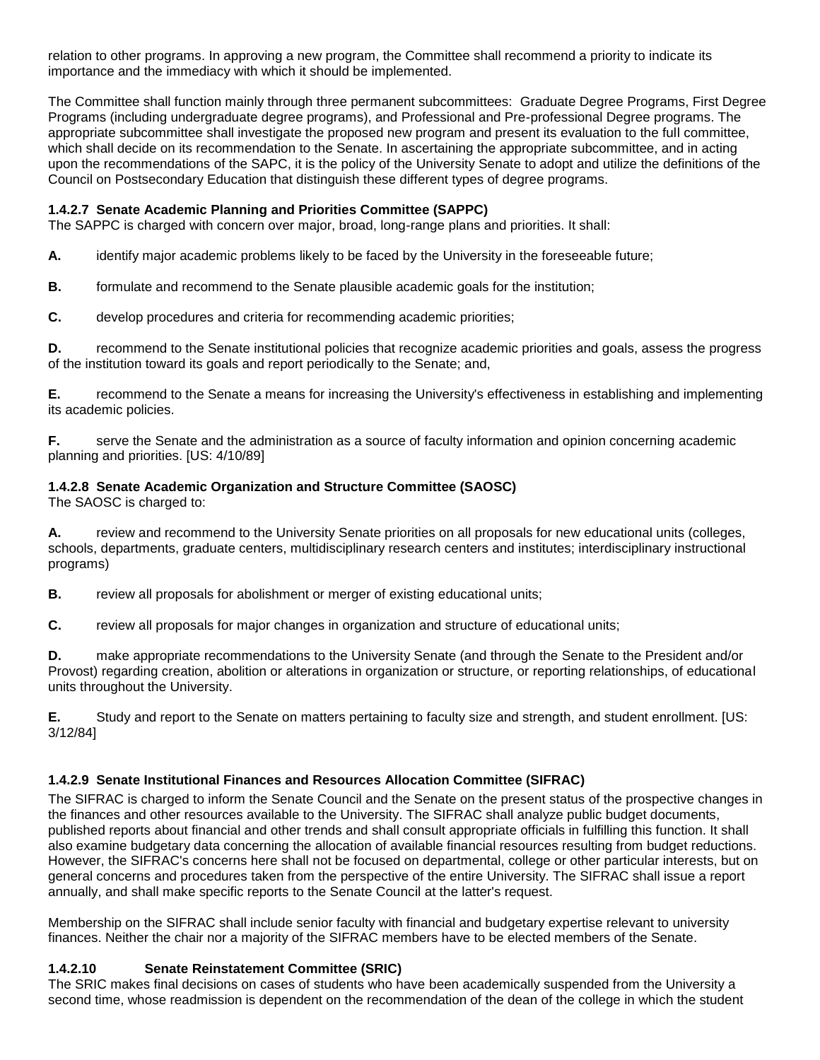relation to other programs. In approving a new program, the Committee shall recommend a priority to indicate its importance and the immediacy with which it should be implemented.

The Committee shall function mainly through three permanent subcommittees: Graduate Degree Programs, First Degree Programs (including undergraduate degree programs), and Professional and Pre-professional Degree programs. The appropriate subcommittee shall investigate the proposed new program and present its evaluation to the full committee, which shall decide on its recommendation to the Senate. In ascertaining the appropriate subcommittee, and in acting upon the recommendations of the SAPC, it is the policy of the University Senate to adopt and utilize the definitions of the Council on Postsecondary Education that distinguish these different types of degree programs.

#### 1.4.2.7 Senate Academic Planning and Priorities Committee (SAPPC)

The SAPPC is charged with concern over major, broad, long-range plans and priorities. It shall:

**A.** identify major academic problems likely to be faced by the University in the foreseeable future;

**B.** formulate and recommend to the Senate plausible academic goals for the institution;

**C.** develop procedures and criteria for recommending academic priorities;

**D.** recommend to the Senate institutional policies that recognize academic priorities and goals, assess the progress of the institution toward its goals and report periodically to the Senate; and,

**E.** recommend to the Senate a means for increasing the University's effectiveness in establishing and implementing its academic policies.

**F.** serve the Senate and the administration as a source of faculty information and opinion concerning academic planning and priorities. [US: 4/10/89]

#### 1.4.2.8 Senate Academic Organization and Structure Committee (SAOSC)

The SAOSC is charged to:

**A.** review and recommend to the University Senate priorities on all proposals for new educational units (colleges, schools, departments, graduate centers, multidisciplinary research centers and institutes; interdisciplinary instructional programs)

**B.** review all proposals for abolishment or merger of existing educational units;

**C.** review all proposals for major changes in organization and structure of educational units;

**D.** make appropriate recommendations to the University Senate (and through the Senate to the President and/or Provost) regarding creation, abolition or alterations in organization or structure, or reporting relationships, of educational units throughout the University.

**E.** Study and report to the Senate on matters pertaining to faculty size and strength, and student enrollment. [US: 3/12/84]

#### 1.4.2.9 Senate Institutional Finances and Resources Allocation Committee (SIFRAC)

The SIFRAC is charged to inform the Senate Council and the Senate on the present status of the prospective changes in the finances and other resources available to the University. The SIFRAC shall analyze public budget documents, published reports about financial and other trends and shall consult appropriate officials in fulfilling this function. It shall also examine budgetary data concerning the allocation of available financial resources resulting from budget reductions. However, the SIFRAC's concerns here shall not be focused on departmental, college or other particular interests, but on general concerns and procedures taken from the perspective of the entire University. The SIFRAC shall issue a report annually, and shall make specific reports to the Senate Council at the latter's request.

Membership on the SIFRAC shall include senior faculty with financial and budgetary expertise relevant to university finances. Neither the chair nor a majority of the SIFRAC members have to be elected members of the Senate.

#### 1.4.2.10 Senate Reinstatement Committee (SRIC)

The SRIC makes final decisions on cases of students who have been academically suspended from the University a second time, whose readmission is dependent on the recommendation of the dean of the college in which the student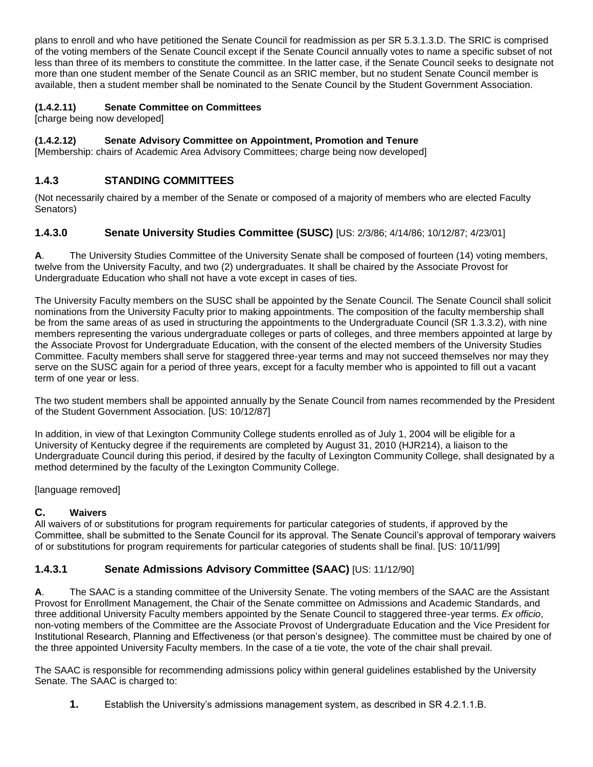plans to enroll and who have petitioned the Senate Council for readmission as per SR 5.3.1.3.D. The SRIC is comprised of the voting members of the Senate Council except if the Senate Council annually votes to name a specific subset of not less than three of its members to constitute the committee. In the latter case, if the Senate Council seeks to designate not more than one student member of the Senate Council as an SRIC member, but no student Senate Council member is available, then a student member shall be nominated to the Senate Council by the Student Government Association.

#### (1.4.2.11) Senate Committee on Committees

[charge being now developed]

#### (1.4.2.12) Senate Advisory Committee on Appointment, Promotion and Tenure

[Membership: chairs of Academic Area Advisory Committees; charge being now developed]

## 1.4.3 STANDING COMMITTEES

(Not necessarily chaired by a member of the Senate or composed of a majority of members who are elected Faculty Senators)

### 1.4.3.0 Senate University Studies Committee (SUSC) [US: 2/3/86; 4/14/86; 10/12/87; 4/23/01]

**A**. The University Studies Committee of the University Senate shall be composed of fourteen (14) voting members, twelve from the University Faculty, and two (2) undergraduates. It shall be chaired by the Associate Provost for Undergraduate Education who shall not have a vote except in cases of ties.

The University Faculty members on the SUSC shall be appointed by the Senate Council. The Senate Council shall solicit nominations from the University Faculty prior to making appointments. The composition of the faculty membership shall be from the same areas of as used in structuring the appointments to the Undergraduate Council (SR 1.3.3.2), with nine members representing the various undergraduate colleges or parts of colleges, and three members appointed at large by the Associate Provost for Undergraduate Education, with the consent of the elected members of the University Studies Committee. Faculty members shall serve for staggered three-year terms and may not succeed themselves nor may they serve on the SUSC again for a period of three years, except for a faculty member who is appointed to fill out a vacant term of one year or less.

The two student members shall be appointed annually by the Senate Council from names recommended by the President of the Student Government Association. [US: 10/12/87]

In addition, in view of that Lexington Community College students enrolled as of July 1, 2004 will be eligible for a University of Kentucky degree if the requirements are completed by August 31, 2010 (HJR214), a liaison to the Undergraduate Council during this period, if desired by the faculty of Lexington Community College, shall designated by a method determined by the faculty of the Lexington Community College.

[language removed]

#### C. Waivers

All waivers of or substitutions for program requirements for particular categories of students, if approved by the Committee, shall be submitted to the Senate Council for its approval. The Senate Council's approval of temporary waivers of or substitutions for program requirements for particular categories of students shall be final. [US: 10/11/99]

### 1.4.3.1 Senate Admissions Advisory Committee (SAAC) [US: 11/12/90]

**A**. The SAAC is a standing committee of the University Senate. The voting members of the SAAC are the Assistant Provost for Enrollment Management, the Chair of the Senate committee on Admissions and Academic Standards, and three additional University Faculty members appointed by the Senate Council to staggered three-year terms. *Ex officio*, non-voting members of the Committee are the Associate Provost of Undergraduate Education and the Vice President for Institutional Research, Planning and Effectiveness (or that person's designee). The committee must be chaired by one of the three appointed University Faculty members. In the case of a tie vote, the vote of the chair shall prevail.

The SAAC is responsible for recommending admissions policy within general guidelines established by the University Senate. The SAAC is charged to:

1. Establish the University's admissions management system, as described in SR 4.2.1.1.B.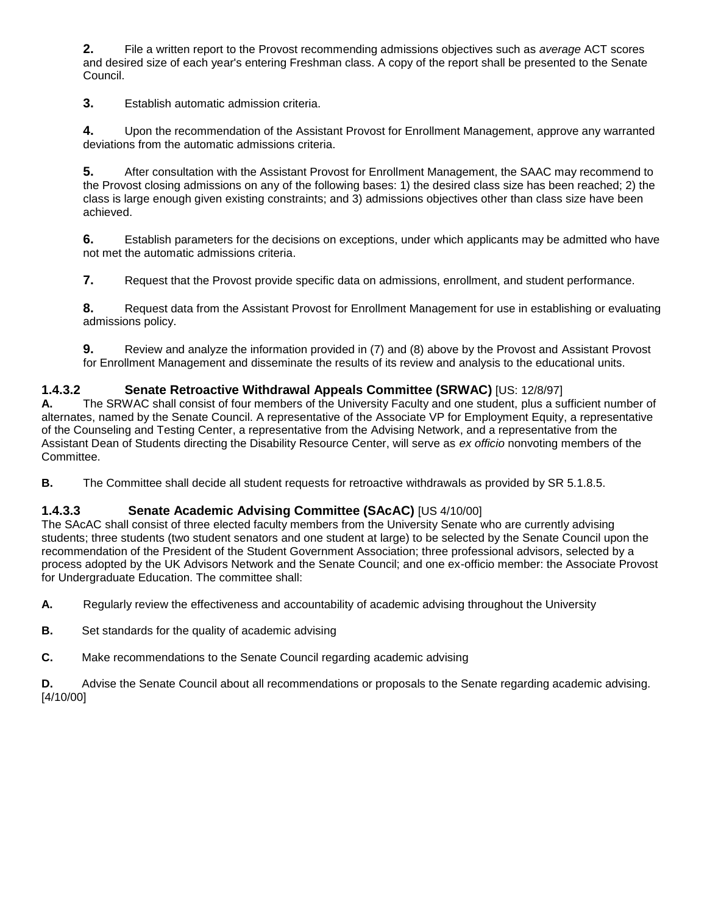**2.** File a written report to the Provost recommending admissions objectives such as *average* ACT scores and desired size of each year's entering Freshman class. A copy of the report shall be presented to the Senate Council.

**3.** Establish automatic admission criteria.

**4.** Upon the recommendation of the Assistant Provost for Enrollment Management, approve any warranted deviations from the automatic admissions criteria.

**5.** After consultation with the Assistant Provost for Enrollment Management, the SAAC may recommend to the Provost closing admissions on any of the following bases: 1) the desired class size has been reached; 2) the class is large enough given existing constraints; and 3) admissions objectives other than class size have been achieved.

**6.** Establish parameters for the decisions on exceptions, under which applicants may be admitted who have not met the automatic admissions criteria.

**7.** Request that the Provost provide specific data on admissions, enrollment, and student performance.

**8.** Request data from the Assistant Provost for Enrollment Management for use in establishing or evaluating admissions policy.

**9.** Review and analyze the information provided in (7) and (8) above by the Provost and Assistant Provost for Enrollment Management and disseminate the results of its review and analysis to the educational units.

### 1.4.3.2 Senate Retroactive Withdrawal Appeals Committee (SRWAC) [US: 12/8/97]

**A.** The SRWAC shall consist of four members of the University Faculty and one student, plus a sufficient number of alternates, named by the Senate Council. A representative of the Associate VP for Employment Equity, a representative of the Counseling and Testing Center, a representative from the Advising Network, and a representative from the Assistant Dean of Students directing the Disability Resource Center, will serve as *ex officio* nonvoting members of the Committee.

**B.** The Committee shall decide all student requests for retroactive withdrawals as provided by SR 5.1.8.5.

### 1.4.3.3 Senate Academic Advising Committee (SAcAC) [US 4/10/00]

The SAcAC shall consist of three elected faculty members from the University Senate who are currently advising students; three students (two student senators and one student at large) to be selected by the Senate Council upon the recommendation of the President of the Student Government Association; three professional advisors, selected by a process adopted by the UK Advisors Network and the Senate Council; and one ex-officio member: the Associate Provost for Undergraduate Education. The committee shall:

**A.** Regularly review the effectiveness and accountability of academic advising throughout the University

**B.** Set standards for the quality of academic advising

**C.** Make recommendations to the Senate Council regarding academic advising

**D.** Advise the Senate Council about all recommendations or proposals to the Senate regarding academic advising. [4/10/00]